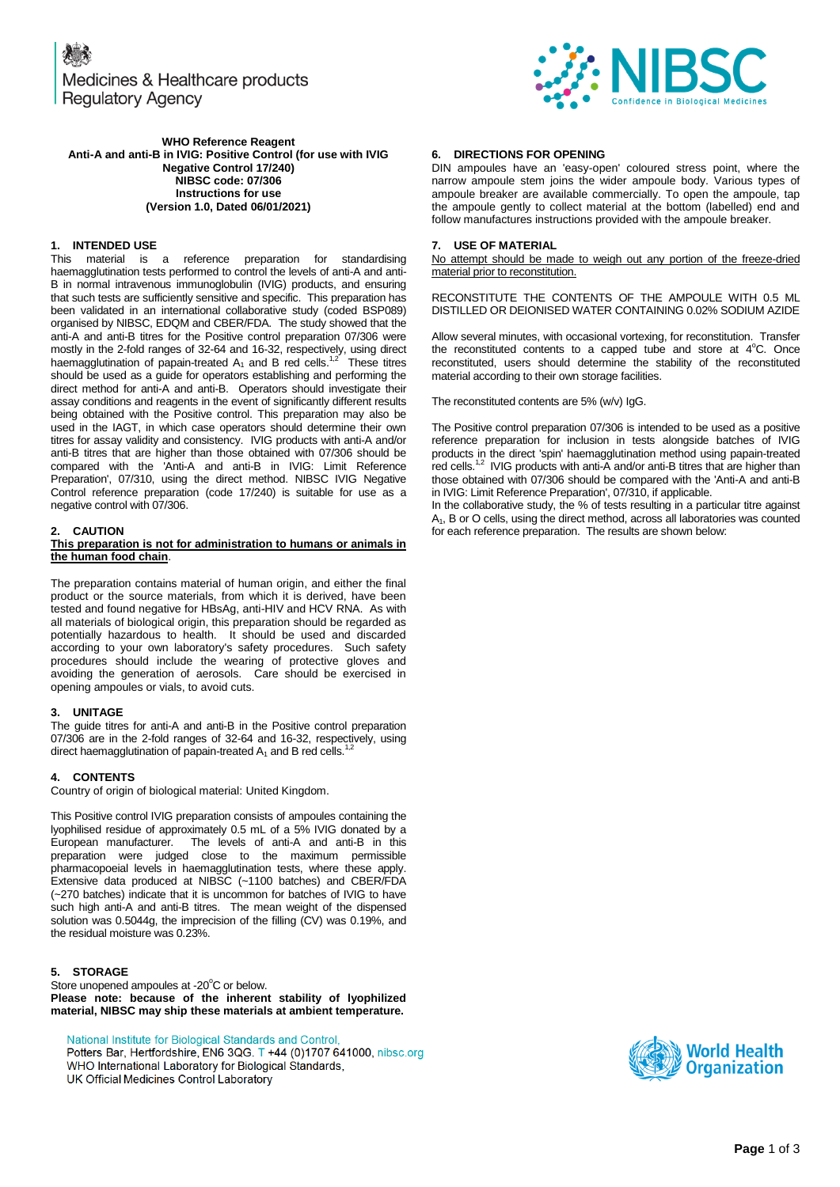Medicines & Healthcare products Regulatory Agency

NIBSC Confidence in Biological Medicines

**WHO Reference Reagent**
**Anti-A and anti-B in IVIG: Positive Control (for use with IVIG Negative Control 17/240)**
**NIBSC code: 07/306**
**Instructions for use**
**(Version 1.0, Dated 06/01/2021)**

## 1. INTENDED USE

This material is a reference preparation for standardising haemagglutination tests performed to control the levels of anti-A and anti-B in normal intravenous immunoglobulin (IVIG) products, and ensuring that such tests are sufficiently sensitive and specific. This preparation has been validated in an international collaborative study (coded BSP089) organised by NIBSC, EDQM and CBER/FDA. The study showed that the anti-A and anti-B titres for the Positive control preparation 07/306 were mostly in the 2-fold ranges of 32-64 and 16-32, respectively, using direct haemagglutination of papain-treated $A_1$ and B red cells.[1,2] These titres should be used as a guide for operators establishing and performing the direct method for anti-A and anti-B. Operators should investigate their assay conditions and reagents in the event of significantly different results being obtained with the Positive control. This preparation may also be used in the IAGT, in which case operators should determine their own titres for assay validity and consistency. IVIG products with anti-A and/or anti-B titres that are higher than those obtained with 07/306 should be compared with the 'Anti-A and anti-B in IVIG: Limit Reference Preparation', 07/310, using the direct method. NIBSC IVIG Negative Control reference preparation (code 17/240) is suitable for use as a negative control with 07/306.

## 2. CAUTION

**<u>This preparation is not for administration to humans or animals in the human food chain</u>**.

The preparation contains material of human origin, and either the final product or the source materials, from which it is derived, have been tested and found negative for HBsAg, anti-HIV and HCV RNA. As with all materials of biological origin, this preparation should be regarded as potentially hazardous to health. It should be used and discarded according to your own laboratory's safety procedures. Such safety procedures should include the wearing of protective gloves and avoiding the generation of aerosols. Care should be exercised in opening ampoules or vials, to avoid cuts.

## 3. UNITAGE

The guide titres for anti-A and anti-B in the Positive control preparation 07/306 are in the 2-fold ranges of 32-64 and 16-32, respectively, using direct haemagglutination of papain-treated $A_1$ and B red cells.[1,2]

## 4. CONTENTS

Country of origin of biological material: United Kingdom.

This Positive control IVIG preparation consists of ampoules containing the lyophilised residue of approximately 0.5 mL of a 5% IVIG donated by a European manufacturer. The levels of anti-A and anti-B in this preparation were judged close to the maximum permissible pharmacopoeial levels in haemagglutination tests, where these apply. Extensive data produced at NIBSC (~1100 batches) and CBER/FDA (~270 batches) indicate that it is uncommon for batches of IVIG to have such high anti-A and anti-B titres. The mean weight of the dispensed solution was 0.5044g, the imprecision of the filling (CV) was 0.19%, and the residual moisture was 0.23%.

## 5. STORAGE

Store unopened ampoules at -20°C or below.
**Please note: because of the inherent stability of lyophilized material, NIBSC may ship these materials at ambient temperature.**

## 6. DIRECTIONS FOR OPENING

DIN ampoules have an 'easy-open' coloured stress point, where the narrow ampoule stem joins the wider ampoule body. Various types of ampoule breaker are available commercially. To open the ampoule, tap the ampoule gently to collect material at the bottom (labelled) end and follow manufactures instructions provided with the ampoule breaker.

## 7. USE OF MATERIAL

<u>No attempt should be made to weigh out any portion of the freeze-dried material prior to reconstitution.</u>

RECONSTITUTE THE CONTENTS OF THE AMPOULE WITH 0.5 ML DISTILLED OR DEIONISED WATER CONTAINING 0.02% SODIUM AZIDE

Allow several minutes, with occasional vortexing, for reconstitution. Transfer the reconstituted contents to a capped tube and store at 4°C. Once reconstituted, users should determine the stability of the reconstituted material according to their own storage facilities.

The reconstituted contents are 5% (w/v) IgG.

The Positive control preparation 07/306 is intended to be used as a positive reference preparation for inclusion in tests alongside batches of IVIG products in the direct 'spin' haemagglutination method using papain-treated red cells.[1,2] IVIG products with anti-A and/or anti-B titres that are higher than those obtained with 07/306 should be compared with the 'Anti-A and anti-B in IVIG: Limit Reference Preparation', 07/310, if applicable.
In the collaborative study, the % of tests resulting in a particular titre against $A_1$, B or O cells, using the direct method, across all laboratories was counted for each reference preparation. The results are shown below:

National Institute for Biological Standards and Control,
Potters Bar, Hertfordshire, EN6 3QG. T +44 (0)1707 641000, nibsc.org
WHO International Laboratory for Biological Standards,
UK Official Medicines Control Laboratory

World Health Organization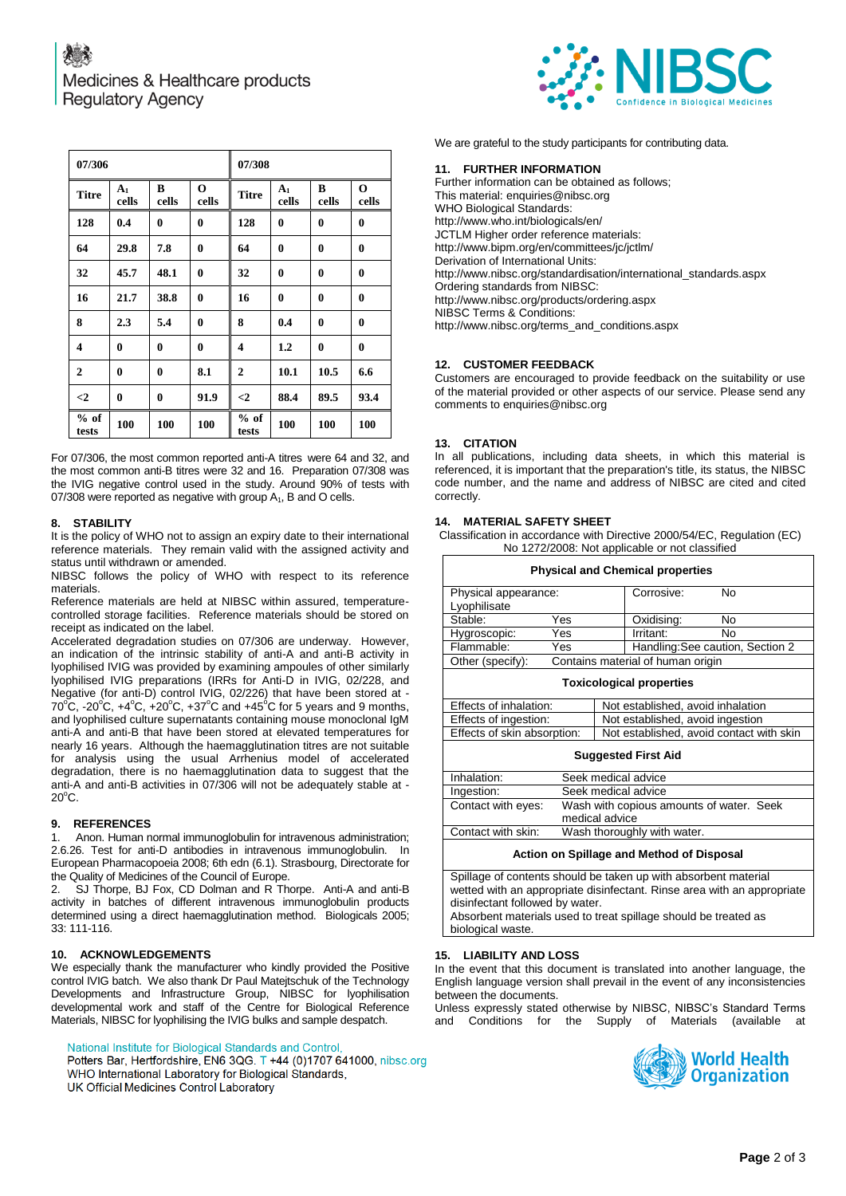| 07/306 | | | | 07/308 | | | |
|---|---|---|---|---|---|---|---|
| Titre | $A_1$ cells | B cells | O cells | Titre | $A_1$ cells | B cells | O cells |
| 128 | 0.4 | 0 | 0 | 128 | 0 | 0 | 0 |
| 64 | 29.8 | 7.8 | 0 | 64 | 0 | 0 | 0 |
| 32 | 45.7 | 48.1 | 0 | 32 | 0 | 0 | 0 |
| 16 | 21.7 | 38.8 | 0 | 16 | 0 | 0 | 0 |
| 8 | 2.3 | 5.4 | 0 | 8 | 0.4 | 0 | 0 |
| 4 | 0 | 0 | 0 | 4 | 1.2 | 0 | 0 |
| 2 | 0 | 0 | 8.1 | 2 | 10.1 | 10.5 | 6.6 |
| <2 | 0 | 0 | 91.9 | <2 | 88.4 | 89.5 | 93.4 |
| % of tests | 100 | 100 | 100 | % of tests | 100 | 100 | 100 |

For 07/306, the most common reported anti-A titres were 64 and 32, and the most common anti-B titres were 32 and 16. Preparation 07/308 was the IVIG negative control used in the study. Around 90% of tests with 07/308 were reported as negative with group $A_1$, B and O cells.

## 8. STABILITY

It is the policy of WHO not to assign an expiry date to their international reference materials. They remain valid with the assigned activity and status until withdrawn or amended.

NIBSC follows the policy of WHO with respect to its reference materials.

Reference materials are held at NIBSC within assured, temperature-controlled storage facilities. Reference materials should be stored on receipt as indicated on the label.

Accelerated degradation studies on 07/306 are underway. However, an indication of the intrinsic stability of anti-A and anti-B activity in lyophilised IVIG was provided by examining ampoules of other similarly lyophilised IVIG preparations (IRRs for Anti-D in IVIG, 02/228, and Negative (for anti-D) control IVIG, 02/226) that have been stored at -70°C, -20°C, +4°C, +20°C, +37°C and +45°C for 5 years and 9 months, and lyophilised culture supernatants containing mouse monoclonal IgM anti-A and anti-B that have been stored at elevated temperatures for nearly 16 years. Although the haemagglutination titres are not suitable for analysis using the usual Arrhenius model of accelerated degradation, there is no haemagglutination data to suggest that the anti-A and anti-B activities in 07/306 will not be adequately stable at -20°C.

## 9. REFERENCES

1. Anon. Human normal immunoglobulin for intravenous administration; 2.6.26. Test for anti-D antibodies in intravenous immunoglobulin. In European Pharmacopoeia 2008; 6th edn (6.1). Strasbourg, Directorate for the Quality of Medicines of the Council of Europe.
2. SJ Thorpe, BJ Fox, CD Dolman and R Thorpe. Anti-A and anti-B activity in batches of different intravenous immunoglobulin products determined using a direct haemagglutination method. Biologicals 2005; 33: 111-116.

## 10. ACKNOWLEDGEMENTS

We especially thank the manufacturer who kindly provided the Positive control IVIG batch. We also thank Dr Paul Matejtschuk of the Technology Developments and Infrastructure Group, NIBSC for lyophilisation developmental work and staff of the Centre for Biological Reference Materials, NIBSC for lyophilising the IVIG bulks and sample despatch.

We are grateful to the study participants for contributing data.

## 11. FURTHER INFORMATION

Further information can be obtained as follows;
This material: enquiries@nibsc.org
WHO Biological Standards:
http://www.who.int/biologicals/en/
JCTLM Higher order reference materials:
http://www.bipm.org/en/committees/jc/jctlm/
Derivation of International Units:
http://www.nibsc.org/standardisation/international_standards.aspx
Ordering standards from NIBSC:
http://www.nibsc.org/products/ordering.aspx
NIBSC Terms & Conditions:
http://www.nibsc.org/terms_and_conditions.aspx

## 12. CUSTOMER FEEDBACK

Customers are encouraged to provide feedback on the suitability or use of the material provided or other aspects of our service. Please send any comments to enquiries@nibsc.org

## 13. CITATION

In all publications, including data sheets, in which this material is referenced, it is important that the preparation's title, its status, the NIBSC code number, and the name and address of NIBSC are cited and cited correctly.

## 14. MATERIAL SAFETY SHEET

Classification in accordance with Directive 2000/54/EC, Regulation (EC) No 1272/2008: Not applicable or not classified

| Physical and Chemical properties | | | |
|---|---|---|---|
| Physical appearance: Lyophilisate | | Corrosive: | No |
| Stable: | Yes | Oxidising: | No |
| Hygroscopic: | Yes | Irritant: | No |
| Flammable: | Yes | Handling: See caution, Section 2 | |
| Other (specify): | Contains material of human origin | | |

| Toxicological properties | |
|---|---|
| Effects of inhalation: | Not established, avoid inhalation |
| Effects of ingestion: | Not established, avoid ingestion |
| Effects of skin absorption: | Not established, avoid contact with skin |

| Suggested First Aid | |
|---|---|
| Inhalation: | Seek medical advice |
| Ingestion: | Seek medical advice |
| Contact with eyes: | Wash with copious amounts of water. Seek medical advice |
| Contact with skin: | Wash thoroughly with water. |

| Action on Spillage and Method of Disposal |
|---|
| Spillage of contents should be taken up with absorbent material wetted with an appropriate disinfectant. Rinse area with an appropriate disinfectant followed by water. Absorbent materials used to treat spillage should be treated as biological waste. |

## 15. LIABILITY AND LOSS

In the event that this document is translated into another language, the English language version shall prevail in the event of any inconsistencies between the documents.

Unless expressly stated otherwise by NIBSC, NIBSC's Standard Terms and Conditions for the Supply of Materials (available at

National Institute for Biological Standards and Control,
Potters Bar, Hertfordshire, EN6 3QG. T +44 (0)1707 641000, nibsc.org
WHO International Laboratory for Biological Standards,
UK Official Medicines Control Laboratory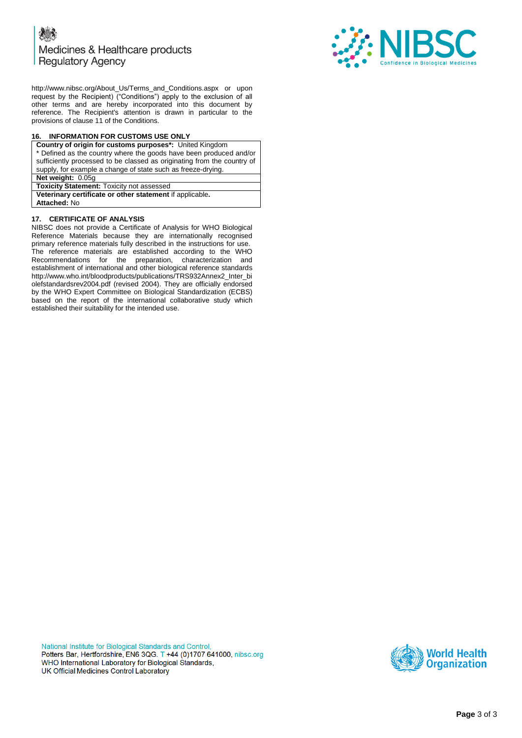http://www.nibsc.org/About_Us/Terms_and_Conditions.aspx or upon request by the Recipient) ("Conditions") apply to the exclusion of all other terms and are hereby incorporated into this document by reference. The Recipient's attention is drawn in particular to the provisions of clause 11 of the Conditions.

### 16. INFORMATION FOR CUSTOMS USE ONLY

| |
|---|
| **Country of origin for customs purposes\*:** United Kingdom<br>\* Defined as the country where the goods have been produced and/or sufficiently processed to be classed as originating from the country of supply, for example a change of state such as freeze-drying. |
| **Net weight:** 0.05g |
| **Toxicity Statement:** Toxicity not assessed |
| **Veterinary certificate or other statement** if applicable.<br>**Attached:** No |

### 17. CERTIFICATE OF ANALYSIS

NIBSC does not provide a Certificate of Analysis for WHO Biological Reference Materials because they are internationally recognised primary reference materials fully described in the instructions for use. The reference materials are established according to the WHO Recommendations for the preparation, characterization and establishment of international and other biological reference standards http://www.who.int/bloodproducts/publications/TRS932Annex2_Inter_biolefstandardsrev2004.pdf (revised 2004). They are officially endorsed by the WHO Expert Committee on Biological Standardization (ECBS) based on the report of the international collaborative study which established their suitability for the intended use.